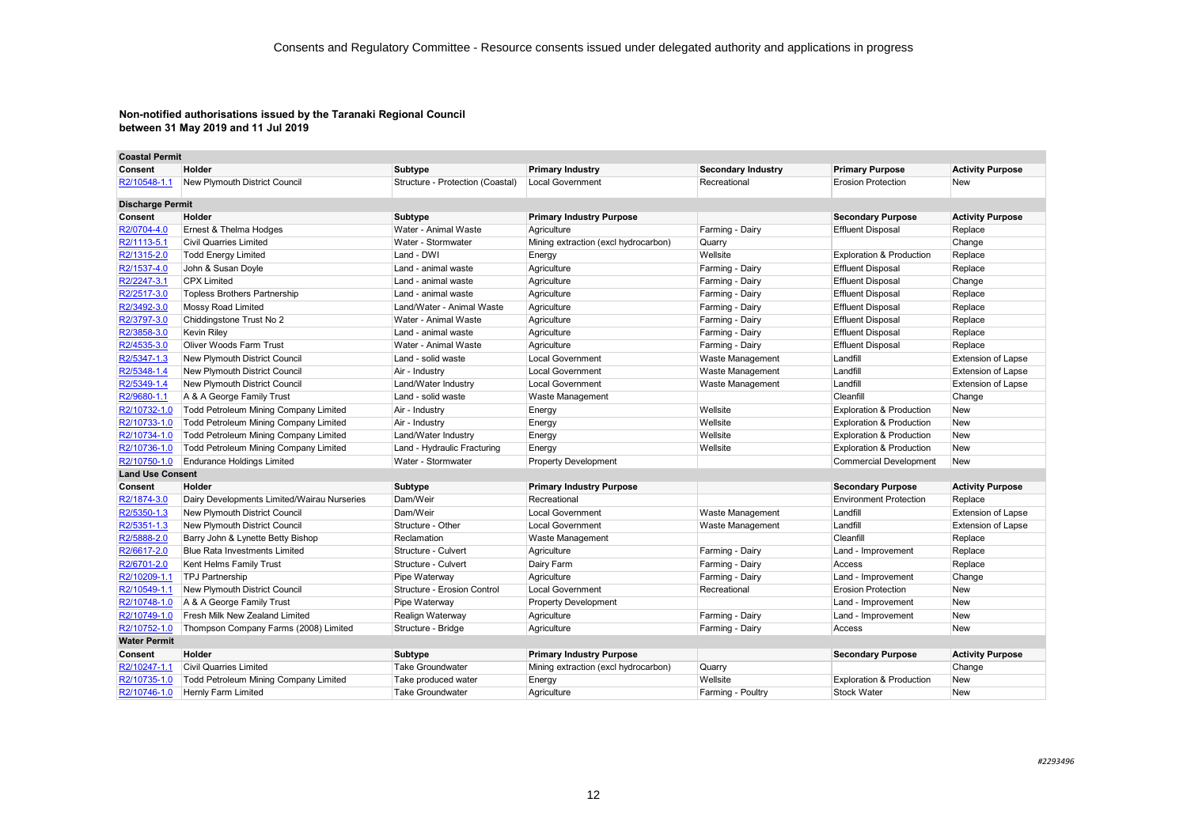# Consents and Regulatory Committee - Resource consents issued under delegated authority and applications in progress

**Non-notified authorisations issued by the Taranaki Regional Council between 31 May 2019 and 11 Jul 2019**

**Coastal Permit**

| Consent | Holder | Subtype | Primary Industry | Secondary Industry | Primary Purpose | Activity Purpose |
|---|---|---|---|---|---|---|
| R2/10548-1.1 | New Plymouth District Council | Structure - Protection (Coastal) | Local Government | Recreational | Erosion Protection | New |

**Discharge Permit**

| Consent | Holder | Subtype | Primary Industry Purpose | | Secondary Purpose | Activity Purpose |
|---|---|---|---|---|---|---|
| R2/0704-4.0 | Ernest & Thelma Hodges | Water - Animal Waste | Agriculture | Farming - Dairy | Effluent Disposal | Replace |
| R2/1113-5.1 | Civil Quarries Limited | Water - Stormwater | Mining extraction (excl hydrocarbon) | Quarry | | Change |
| R2/1315-2.0 | Todd Energy Limited | Land - DWI | Energy | Wellsite | Exploration & Production | Replace |
| R2/1537-4.0 | John & Susan Doyle | Land - animal waste | Agriculture | Farming - Dairy | Effluent Disposal | Replace |
| R2/2247-3.1 | CPX Limited | Land - animal waste | Agriculture | Farming - Dairy | Effluent Disposal | Change |
| R2/2517-3.0 | Topless Brothers Partnership | Land - animal waste | Agriculture | Farming - Dairy | Effluent Disposal | Replace |
| R2/3492-3.0 | Mossy Road Limited | Land/Water - Animal Waste | Agriculture | Farming - Dairy | Effluent Disposal | Replace |
| R2/3797-3.0 | Chiddingstone Trust No 2 | Water - Animal Waste | Agriculture | Farming - Dairy | Effluent Disposal | Replace |
| R2/3858-3.0 | Kevin Riley | Land - animal waste | Agriculture | Farming - Dairy | Effluent Disposal | Replace |
| R2/4535-3.0 | Oliver Woods Farm Trust | Water - Animal Waste | Agriculture | Farming - Dairy | Effluent Disposal | Replace |
| R2/5347-1.3 | New Plymouth District Council | Land - solid waste | Local Government | Waste Management | Landfill | Extension of Lapse |
| R2/5348-1.4 | New Plymouth District Council | Air - Industry | Local Government | Waste Management | Landfill | Extension of Lapse |
| R2/5349-1.4 | New Plymouth District Council | Land/Water Industry | Local Government | Waste Management | Landfill | Extension of Lapse |
| R2/9680-1.1 | A & A George Family Trust | Land - solid waste | Waste Management | | Cleanfill | Change |
| R2/10732-1.0 | Todd Petroleum Mining Company Limited | Air - Industry | Energy | Wellsite | Exploration & Production | New |
| R2/10733-1.0 | Todd Petroleum Mining Company Limited | Air - Industry | Energy | Wellsite | Exploration & Production | New |
| R2/10734-1.0 | Todd Petroleum Mining Company Limited | Land/Water Industry | Energy | Wellsite | Exploration & Production | New |
| R2/10736-1.0 | Todd Petroleum Mining Company Limited | Land - Hydraulic Fracturing | Energy | Wellsite | Exploration & Production | New |
| R2/10750-1.0 | Endurance Holdings Limited | Water - Stormwater | Property Development | | Commercial Development | New |

**Land Use Consent**

| Consent | Holder | Subtype | Primary Industry Purpose | | Secondary Purpose | Activity Purpose |
|---|---|---|---|---|---|---|
| R2/1874-3.0 | Dairy Developments Limited/Wairau Nurseries | Dam/Weir | Recreational | | Environment Protection | Replace |
| R2/5350-1.3 | New Plymouth District Council | Dam/Weir | Local Government | Waste Management | Landfill | Extension of Lapse |
| R2/5351-1.3 | New Plymouth District Council | Structure - Other | Local Government | Waste Management | Landfill | Extension of Lapse |
| R2/5888-2.0 | Barry John & Lynette Betty Bishop | Reclamation | Waste Management | | Cleanfill | Replace |
| R2/6617-2.0 | Blue Rata Investments Limited | Structure - Culvert | Agriculture | Farming - Dairy | Land - Improvement | Replace |
| R2/6701-2.0 | Kent Helms Family Trust | Structure - Culvert | Dairy Farm | Farming - Dairy | Access | Replace |
| R2/10209-1.1 | TPJ Partnership | Pipe Waterway | Agriculture | Farming - Dairy | Land - Improvement | Change |
| R2/10549-1.1 | New Plymouth District Council | Structure - Erosion Control | Local Government | Recreational | Erosion Protection | New |
| R2/10748-1.0 | A & A George Family Trust | Pipe Waterway | Property Development | | Land - Improvement | New |
| R2/10749-1.0 | Fresh Milk New Zealand Limited | Realign Waterway | Agriculture | Farming - Dairy | Land - Improvement | New |
| R2/10752-1.0 | Thompson Company Farms (2008) Limited | Structure - Bridge | Agriculture | Farming - Dairy | Access | New |

**Water Permit**

| Consent | Holder | Subtype | Primary Industry Purpose | | Secondary Purpose | Activity Purpose |
|---|---|---|---|---|---|---|
| R2/10247-1.1 | Civil Quarries Limited | Take Groundwater | Mining extraction (excl hydrocarbon) | Quarry | | Change |
| R2/10735-1.0 | Todd Petroleum Mining Company Limited | Take produced water | Energy | Wellsite | Exploration & Production | New |
| R2/10746-1.0 | Hernly Farm Limited | Take Groundwater | Agriculture | Farming - Poultry | Stock Water | New |

*#2293496*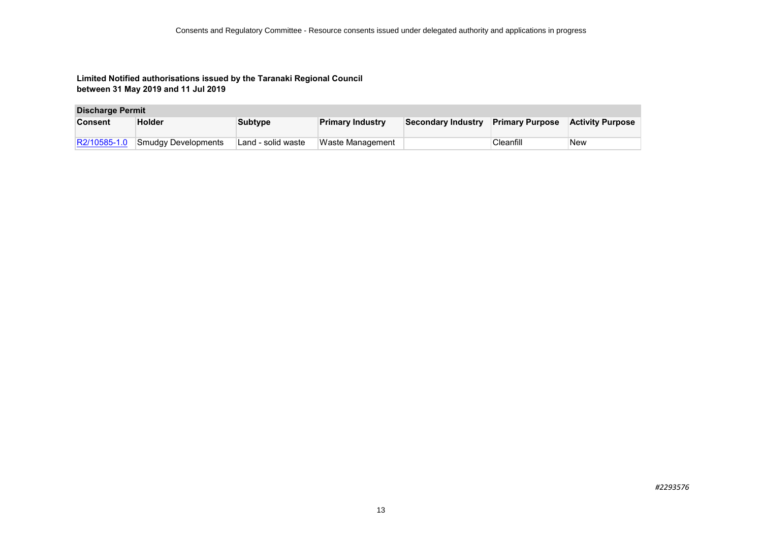**Limited Notified authorisations issued by the Taranaki Regional Council between 31 May 2019 and 11 Jul 2019**

**Discharge Permit**

| Consent | Holder | Subtype | Primary Industry | Secondary Industry | Primary Purpose | Activity Purpose |
|---|---|---|---|---|---|---|
| R2/10585-1.0 | Smudgy Developments | Land - solid waste | Waste Management | | Cleanfill | New |

*#2293576*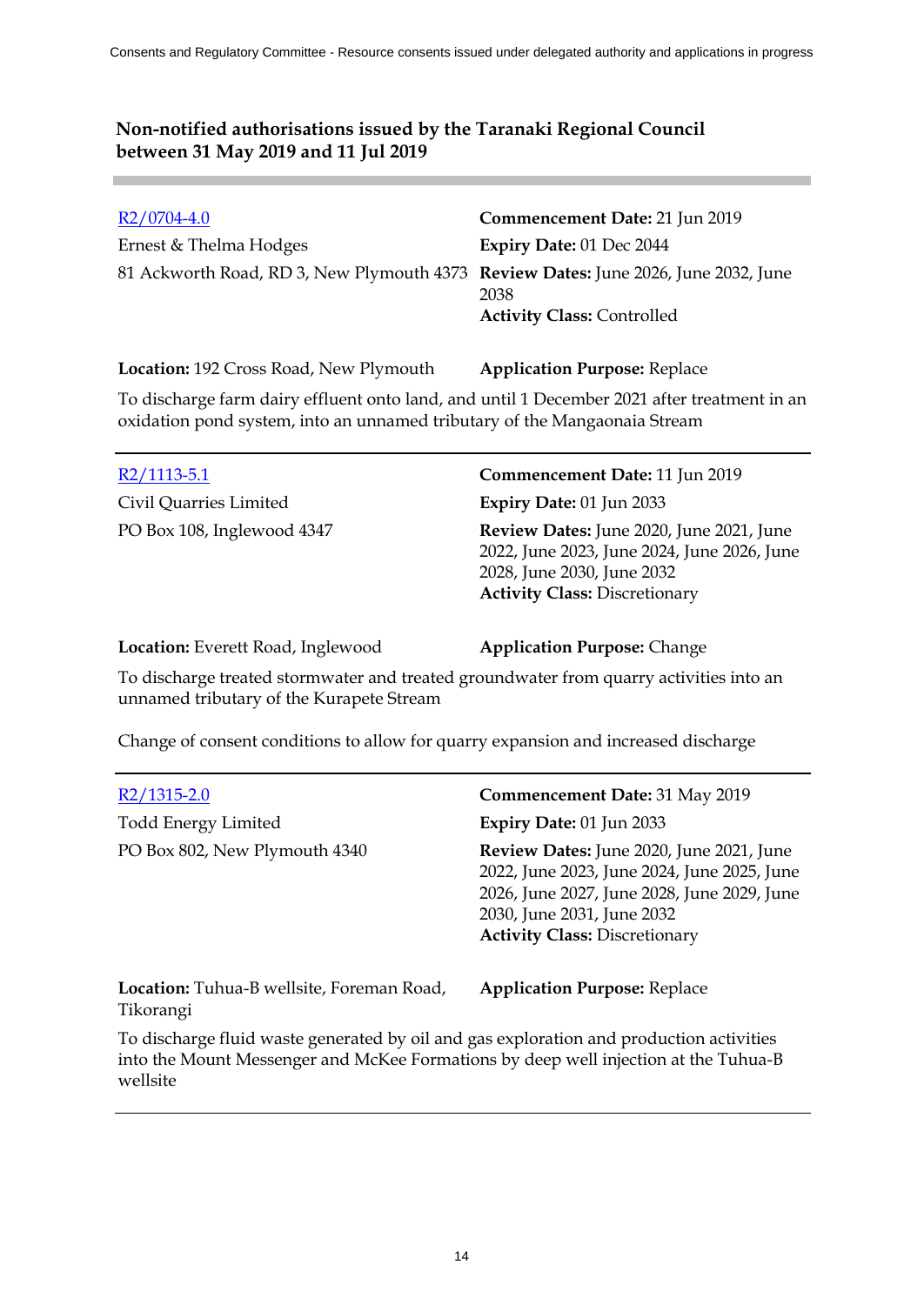## Non-notified authorisations issued by the Taranaki Regional Council between 31 May 2019 and 11 Jul 2019

---

R2/0704-4.0
Ernest & Thelma Hodges
81 Ackworth Road, RD 3, New Plymouth 4373

**Commencement Date:** 21 Jun 2019
**Expiry Date:** 01 Dec 2044
**Review Dates:** June 2026, June 2032, June 2038
**Activity Class:** Controlled

**Location:** 192 Cross Road, New Plymouth
**Application Purpose:** Replace

To discharge farm dairy effluent onto land, and until 1 December 2021 after treatment in an oxidation pond system, into an unnamed tributary of the Mangaonaia Stream

---

R2/1113-5.1
Civil Quarries Limited
PO Box 108, Inglewood 4347

**Commencement Date:** 11 Jun 2019
**Expiry Date:** 01 Jun 2033
**Review Dates:** June 2020, June 2021, June 2022, June 2023, June 2024, June 2026, June 2028, June 2030, June 2032
**Activity Class:** Discretionary

**Location:** Everett Road, Inglewood
**Application Purpose:** Change

To discharge treated stormwater and treated groundwater from quarry activities into an unnamed tributary of the Kurapete Stream

Change of consent conditions to allow for quarry expansion and increased discharge

---

R2/1315-2.0
Todd Energy Limited
PO Box 802, New Plymouth 4340

**Commencement Date:** 31 May 2019
**Expiry Date:** 01 Jun 2033
**Review Dates:** June 2020, June 2021, June 2022, June 2023, June 2024, June 2025, June 2026, June 2027, June 2028, June 2029, June 2030, June 2031, June 2032
**Activity Class:** Discretionary

**Location:** Tuhua-B wellsite, Foreman Road, Tikorangi
**Application Purpose:** Replace

To discharge fluid waste generated by oil and gas exploration and production activities into the Mount Messenger and McKee Formations by deep well injection at the Tuhua-B wellsite

---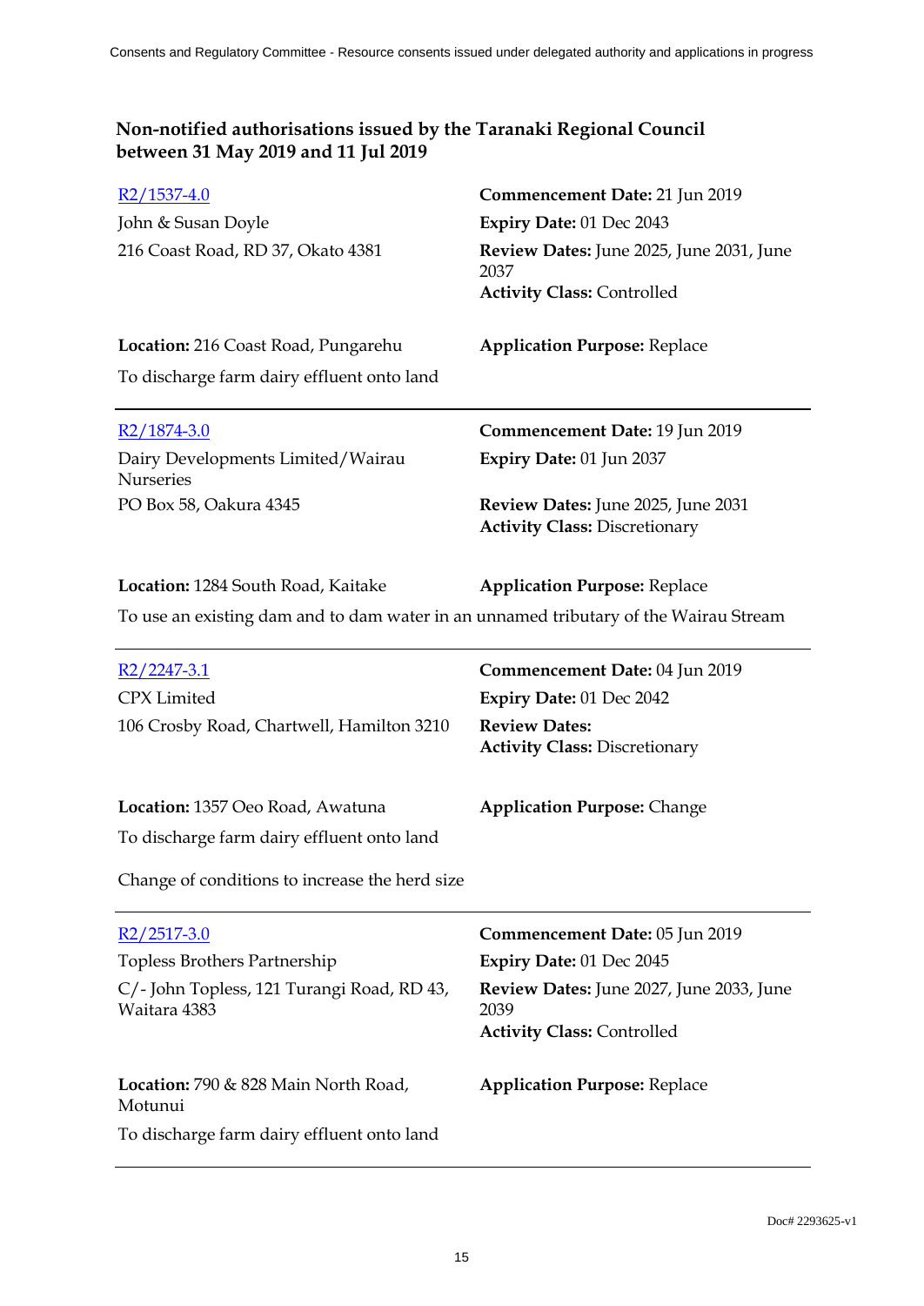## Non-notified authorisations issued by the Taranaki Regional Council between 31 May 2019 and 11 Jul 2019

R2/1537-4.0

John & Susan Doyle

216 Coast Road, RD 37, Okato 4381

**Commencement Date:** 21 Jun 2019

**Expiry Date:** 01 Dec 2043

**Review Dates:** June 2025, June 2031, June 2037

**Activity Class:** Controlled

**Location:** 216 Coast Road, Pungarehu

**Application Purpose:** Replace

To discharge farm dairy effluent onto land

---

R2/1874-3.0

Dairy Developments Limited/Wairau Nurseries

PO Box 58, Oakura 4345

**Commencement Date:** 19 Jun 2019

**Expiry Date:** 01 Jun 2037

**Review Dates:** June 2025, June 2031

**Activity Class:** Discretionary

**Location:** 1284 South Road, Kaitake

**Application Purpose:** Replace

To use an existing dam and to dam water in an unnamed tributary of the Wairau Stream

---

R2/2247-3.1

CPX Limited

106 Crosby Road, Chartwell, Hamilton 3210

**Commencement Date:** 04 Jun 2019

**Expiry Date:** 01 Dec 2042

**Review Dates:**

**Activity Class:** Discretionary

**Location:** 1357 Oeo Road, Awatuna

**Application Purpose:** Change

To discharge farm dairy effluent onto land

Change of conditions to increase the herd size

---

R2/2517-3.0

Topless Brothers Partnership

C/- John Topless, 121 Turangi Road, RD 43, Waitara 4383

**Commencement Date:** 05 Jun 2019

**Expiry Date:** 01 Dec 2045

**Review Dates:** June 2027, June 2033, June 2039

**Activity Class:** Controlled

**Location:** 790 & 828 Main North Road, Motunui

**Application Purpose:** Replace

To discharge farm dairy effluent onto land

---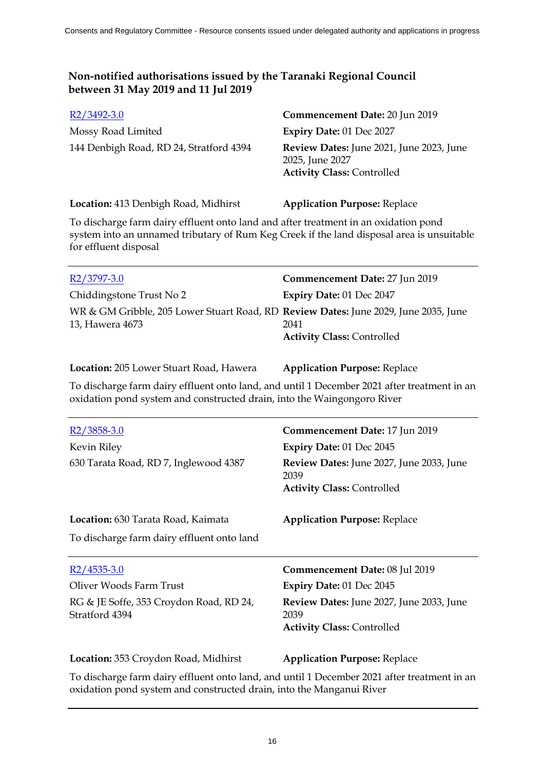## Non-notified authorisations issued by the Taranaki Regional Council between 31 May 2019 and 11 Jul 2019

| | |
|---|---|
| [R2/3492-3.0](R2/3492-3.0) | **Commencement Date:** 20 Jun 2019 |
| Mossy Road Limited | **Expiry Date:** 01 Dec 2027 |
| 144 Denbigh Road, RD 24, Stratford 4394 | **Review Dates:** June 2021, June 2023, June 2025, June 2027<br>**Activity Class:** Controlled |
| **Location:** 413 Denbigh Road, Midhirst | **Application Purpose:** Replace |

To discharge farm dairy effluent onto land and after treatment in an oxidation pond system into an unnamed tributary of Rum Keg Creek if the land disposal area is unsuitable for effluent disposal

---

| | |
|---|---|
| [R2/3797-3.0](R2/3797-3.0) | **Commencement Date:** 27 Jun 2019 |
| Chiddingstone Trust No 2 | **Expiry Date:** 01 Dec 2047 |
| WR & GM Gribble, 205 Lower Stuart Road, RD 13, Hawera 4673 | **Review Dates:** June 2029, June 2035, June 2041<br>**Activity Class:** Controlled |
| **Location:** 205 Lower Stuart Road, Hawera | **Application Purpose:** Replace |

To discharge farm dairy effluent onto land, and until 1 December 2021 after treatment in an oxidation pond system and constructed drain, into the Waingongoro River

---

| | |
|---|---|
| [R2/3858-3.0](R2/3858-3.0) | **Commencement Date:** 17 Jun 2019 |
| Kevin Riley | **Expiry Date:** 01 Dec 2045 |
| 630 Tarata Road, RD 7, Inglewood 4387 | **Review Dates:** June 2027, June 2033, June 2039<br>**Activity Class:** Controlled |
| **Location:** 630 Tarata Road, Kaimata | **Application Purpose:** Replace |

To discharge farm dairy effluent onto land

---

| | |
|---|---|
| [R2/4535-3.0](R2/4535-3.0) | **Commencement Date:** 08 Jul 2019 |
| Oliver Woods Farm Trust | **Expiry Date:** 01 Dec 2045 |
| RG & JE Soffe, 353 Croydon Road, RD 24, Stratford 4394 | **Review Dates:** June 2027, June 2033, June 2039<br>**Activity Class:** Controlled |
| **Location:** 353 Croydon Road, Midhirst | **Application Purpose:** Replace |

To discharge farm dairy effluent onto land, and until 1 December 2021 after treatment in an oxidation pond system and constructed drain, into the Manganui River

---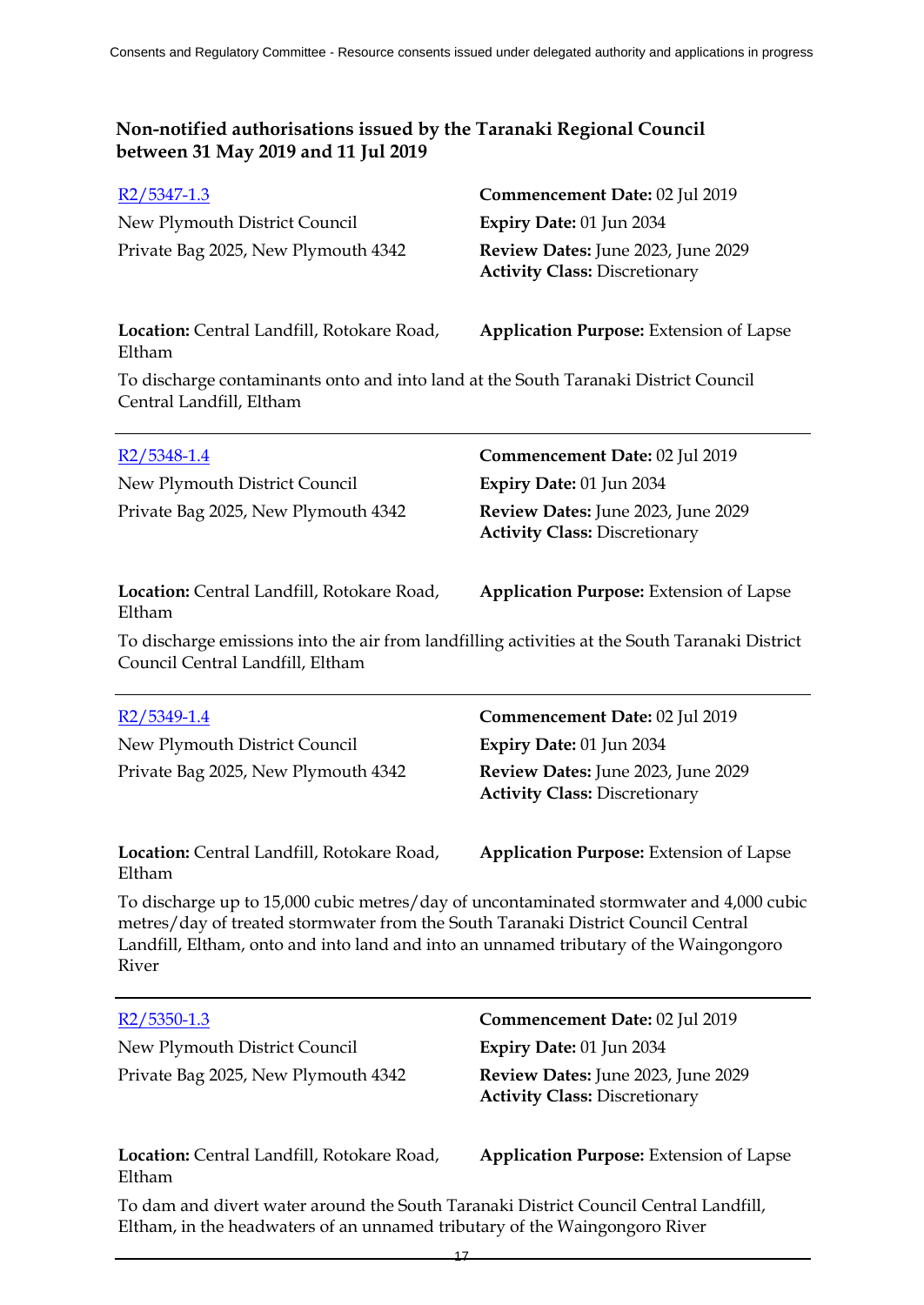## Non-notified authorisations issued by the Taranaki Regional Council between 31 May 2019 and 11 Jul 2019

R2/5347-1.3

New Plymouth District Council
Private Bag 2025, New Plymouth 4342

**Commencement Date:** 02 Jul 2019
**Expiry Date:** 01 Jun 2034
**Review Dates:** June 2023, June 2029
**Activity Class:** Discretionary

**Location:** Central Landfill, Rotokare Road, Eltham

**Application Purpose:** Extension of Lapse

To discharge contaminants onto and into land at the South Taranaki District Council Central Landfill, Eltham

---

R2/5348-1.4

New Plymouth District Council
Private Bag 2025, New Plymouth 4342

**Commencement Date:** 02 Jul 2019
**Expiry Date:** 01 Jun 2034
**Review Dates:** June 2023, June 2029
**Activity Class:** Discretionary

**Location:** Central Landfill, Rotokare Road, Eltham

**Application Purpose:** Extension of Lapse

To discharge emissions into the air from landfilling activities at the South Taranaki District Council Central Landfill, Eltham

---

R2/5349-1.4

New Plymouth District Council
Private Bag 2025, New Plymouth 4342

**Commencement Date:** 02 Jul 2019
**Expiry Date:** 01 Jun 2034
**Review Dates:** June 2023, June 2029
**Activity Class:** Discretionary

**Location:** Central Landfill, Rotokare Road, Eltham

**Application Purpose:** Extension of Lapse

To discharge up to 15,000 cubic metres/day of uncontaminated stormwater and 4,000 cubic metres/day of treated stormwater from the South Taranaki District Council Central Landfill, Eltham, onto and into land and into an unnamed tributary of the Waingongoro River

---

R2/5350-1.3

New Plymouth District Council
Private Bag 2025, New Plymouth 4342

**Commencement Date:** 02 Jul 2019
**Expiry Date:** 01 Jun 2034
**Review Dates:** June 2023, June 2029
**Activity Class:** Discretionary

**Location:** Central Landfill, Rotokare Road, Eltham

**Application Purpose:** Extension of Lapse

To dam and divert water around the South Taranaki District Council Central Landfill, Eltham, in the headwaters of an unnamed tributary of the Waingongoro River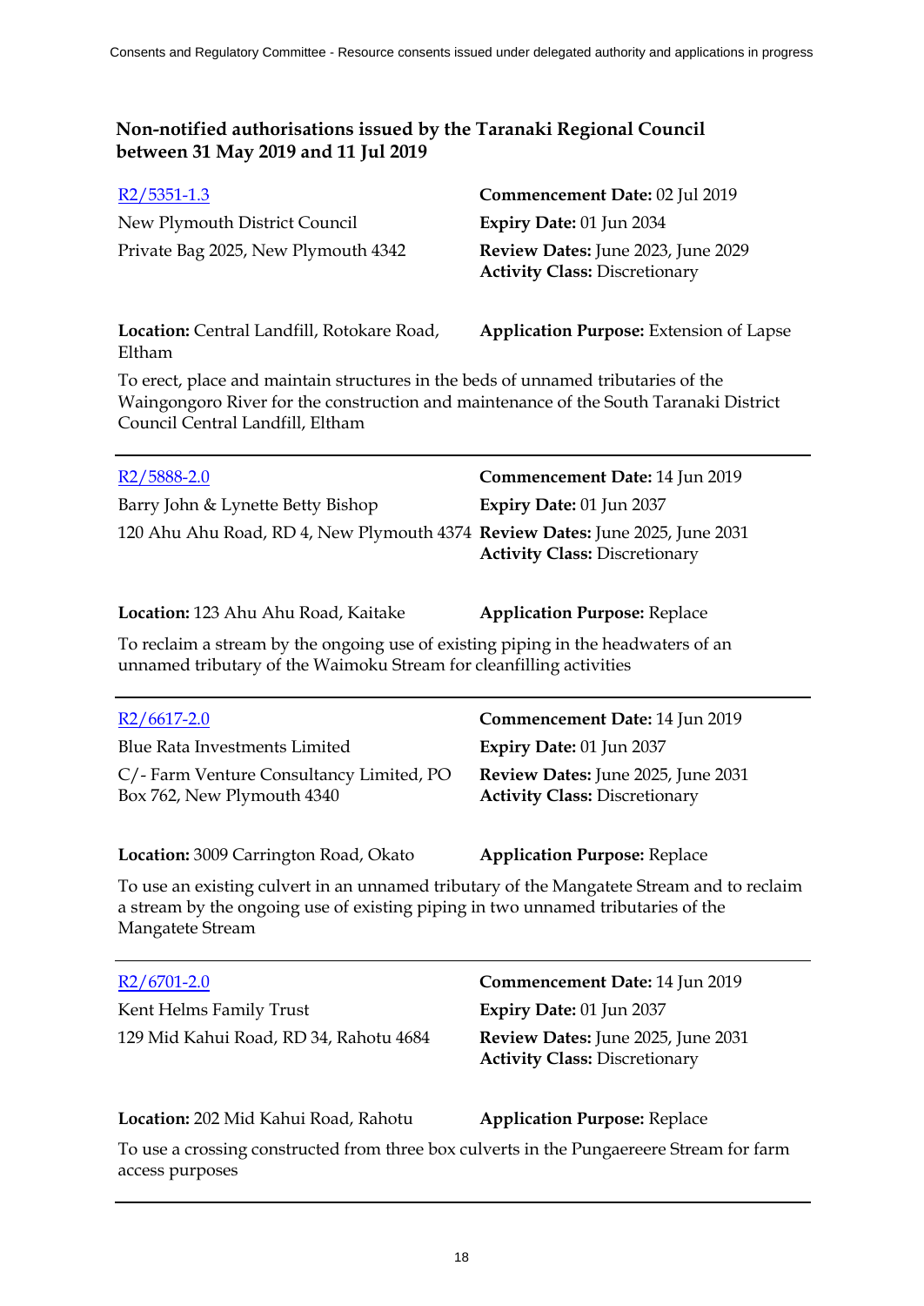## Non-notified authorisations issued by the Taranaki Regional Council between 31 May 2019 and 11 Jul 2019

R2/5351-1.3
New Plymouth District Council
Private Bag 2025, New Plymouth 4342

**Commencement Date:** 02 Jul 2019
**Expiry Date:** 01 Jun 2034
**Review Dates:** June 2023, June 2029
**Activity Class:** Discretionary

**Location:** Central Landfill, Rotokare Road, Eltham
**Application Purpose:** Extension of Lapse

To erect, place and maintain structures in the beds of unnamed tributaries of the Waingongoro River for the construction and maintenance of the South Taranaki District Council Central Landfill, Eltham

---

R2/5888-2.0
Barry John & Lynette Betty Bishop
120 Ahu Ahu Road, RD 4, New Plymouth 4374

**Commencement Date:** 14 Jun 2019
**Expiry Date:** 01 Jun 2037
**Review Dates:** June 2025, June 2031
**Activity Class:** Discretionary

**Location:** 123 Ahu Ahu Road, Kaitake
**Application Purpose:** Replace

To reclaim a stream by the ongoing use of existing piping in the headwaters of an unnamed tributary of the Waimoku Stream for cleanfilling activities

---

R2/6617-2.0
Blue Rata Investments Limited
C/- Farm Venture Consultancy Limited, PO Box 762, New Plymouth 4340

**Commencement Date:** 14 Jun 2019
**Expiry Date:** 01 Jun 2037
**Review Dates:** June 2025, June 2031
**Activity Class:** Discretionary

**Location:** 3009 Carrington Road, Okato
**Application Purpose:** Replace

To use an existing culvert in an unnamed tributary of the Mangatete Stream and to reclaim a stream by the ongoing use of existing piping in two unnamed tributaries of the Mangatete Stream

---

R2/6701-2.0
Kent Helms Family Trust
129 Mid Kahui Road, RD 34, Rahotu 4684

**Commencement Date:** 14 Jun 2019
**Expiry Date:** 01 Jun 2037
**Review Dates:** June 2025, June 2031
**Activity Class:** Discretionary

**Location:** 202 Mid Kahui Road, Rahotu
**Application Purpose:** Replace

To use a crossing constructed from three box culverts in the Pungaereere Stream for farm access purposes

---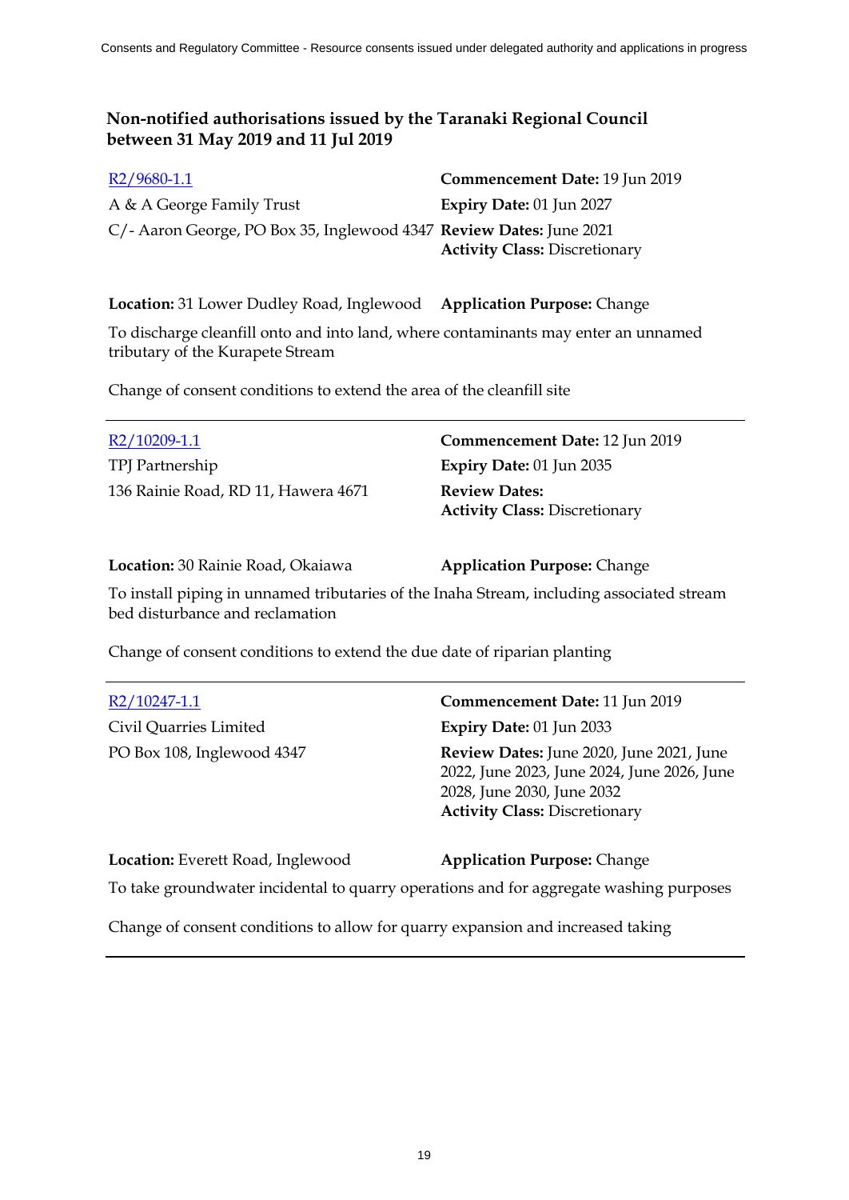## Non-notified authorisations issued by the Taranaki Regional Council between 31 May 2019 and 11 Jul 2019

R2/9680-1.1

A & A George Family Trust
C/- Aaron George, PO Box 35, Inglewood 4347

**Commencement Date:** 19 Jun 2019
**Expiry Date:** 01 Jun 2027
**Review Dates:** June 2021
**Activity Class:** Discretionary

**Location:** 31 Lower Dudley Road, Inglewood

**Application Purpose:** Change

To discharge cleanfill onto and into land, where contaminants may enter an unnamed tributary of the Kurapete Stream

Change of consent conditions to extend the area of the cleanfill site

---

R2/10209-1.1

TPJ Partnership
136 Rainie Road, RD 11, Hawera 4671

**Commencement Date:** 12 Jun 2019
**Expiry Date:** 01 Jun 2035
**Review Dates:**
**Activity Class:** Discretionary

**Location:** 30 Rainie Road, Okaiawa

**Application Purpose:** Change

To install piping in unnamed tributaries of the Inaha Stream, including associated stream bed disturbance and reclamation

Change of consent conditions to extend the due date of riparian planting

---

R2/10247-1.1

Civil Quarries Limited
PO Box 108, Inglewood 4347

**Commencement Date:** 11 Jun 2019
**Expiry Date:** 01 Jun 2033
**Review Dates:** June 2020, June 2021, June 2022, June 2023, June 2024, June 2026, June 2028, June 2030, June 2032
**Activity Class:** Discretionary

**Location:** Everett Road, Inglewood

**Application Purpose:** Change

To take groundwater incidental to quarry operations and for aggregate washing purposes

Change of consent conditions to allow for quarry expansion and increased taking

---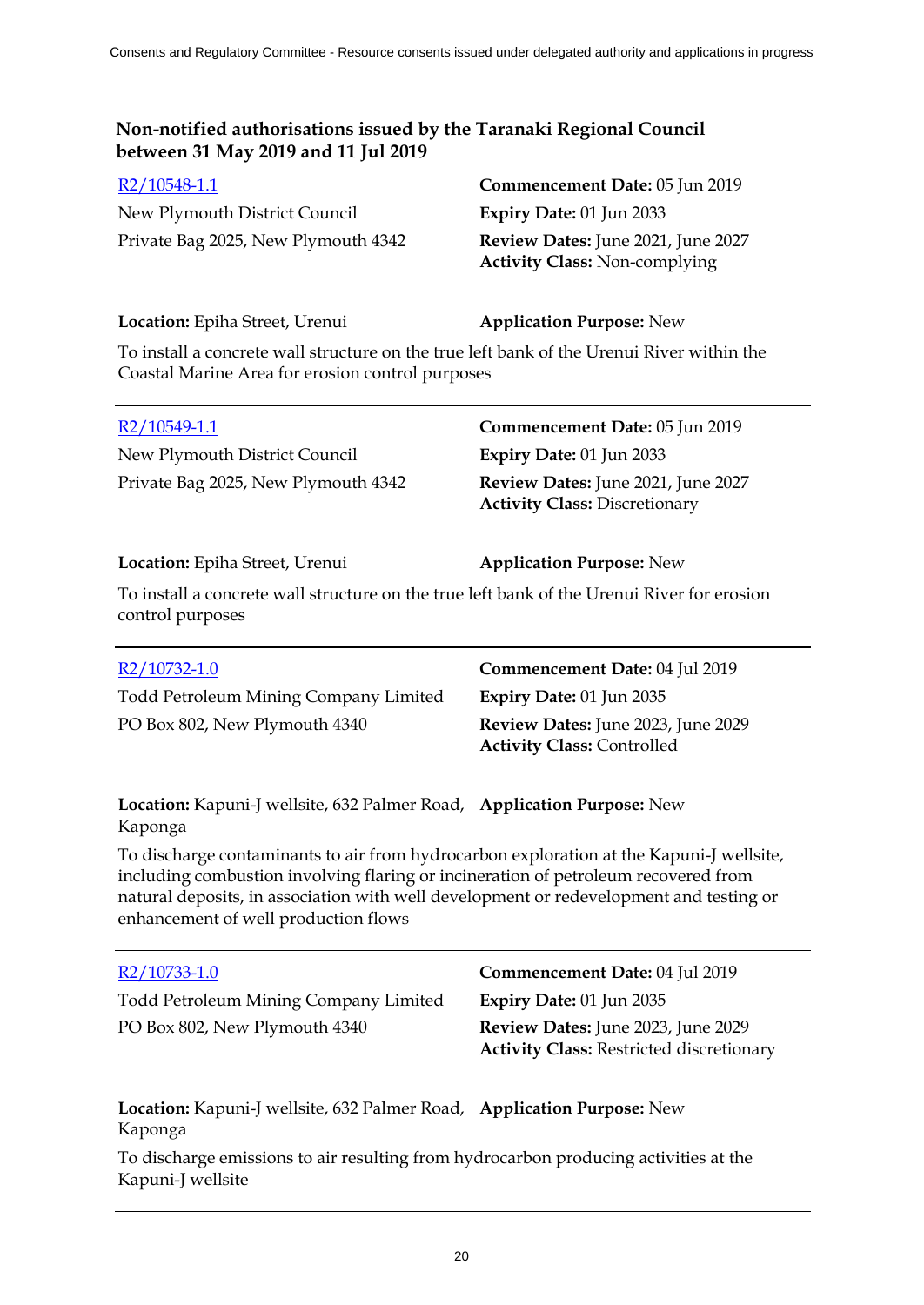### Non-notified authorisations issued by the Taranaki Regional Council between 31 May 2019 and 11 Jul 2019

R2/10548-1.1
New Plymouth District Council
Private Bag 2025, New Plymouth 4342

**Commencement Date:** 05 Jun 2019
**Expiry Date:** 01 Jun 2033
**Review Dates:** June 2021, June 2027
**Activity Class:** Non-complying

**Location:** Epiha Street, Urenui
**Application Purpose:** New

To install a concrete wall structure on the true left bank of the Urenui River within the Coastal Marine Area for erosion control purposes

---

R2/10549-1.1
New Plymouth District Council
Private Bag 2025, New Plymouth 4342

**Commencement Date:** 05 Jun 2019
**Expiry Date:** 01 Jun 2033
**Review Dates:** June 2021, June 2027
**Activity Class:** Discretionary

**Location:** Epiha Street, Urenui
**Application Purpose:** New

To install a concrete wall structure on the true left bank of the Urenui River for erosion control purposes

---

R2/10732-1.0
Todd Petroleum Mining Company Limited
PO Box 802, New Plymouth 4340

**Commencement Date:** 04 Jul 2019
**Expiry Date:** 01 Jun 2035
**Review Dates:** June 2023, June 2029
**Activity Class:** Controlled

**Location:** Kapuni-J wellsite, 632 Palmer Road, Kaponga
**Application Purpose:** New

To discharge contaminants to air from hydrocarbon exploration at the Kapuni-J wellsite, including combustion involving flaring or incineration of petroleum recovered from natural deposits, in association with well development or redevelopment and testing or enhancement of well production flows

---

R2/10733-1.0
Todd Petroleum Mining Company Limited
PO Box 802, New Plymouth 4340

**Commencement Date:** 04 Jul 2019
**Expiry Date:** 01 Jun 2035
**Review Dates:** June 2023, June 2029
**Activity Class:** Restricted discretionary

**Location:** Kapuni-J wellsite, 632 Palmer Road, Kaponga
**Application Purpose:** New

To discharge emissions to air resulting from hydrocarbon producing activities at the Kapuni-J wellsite

---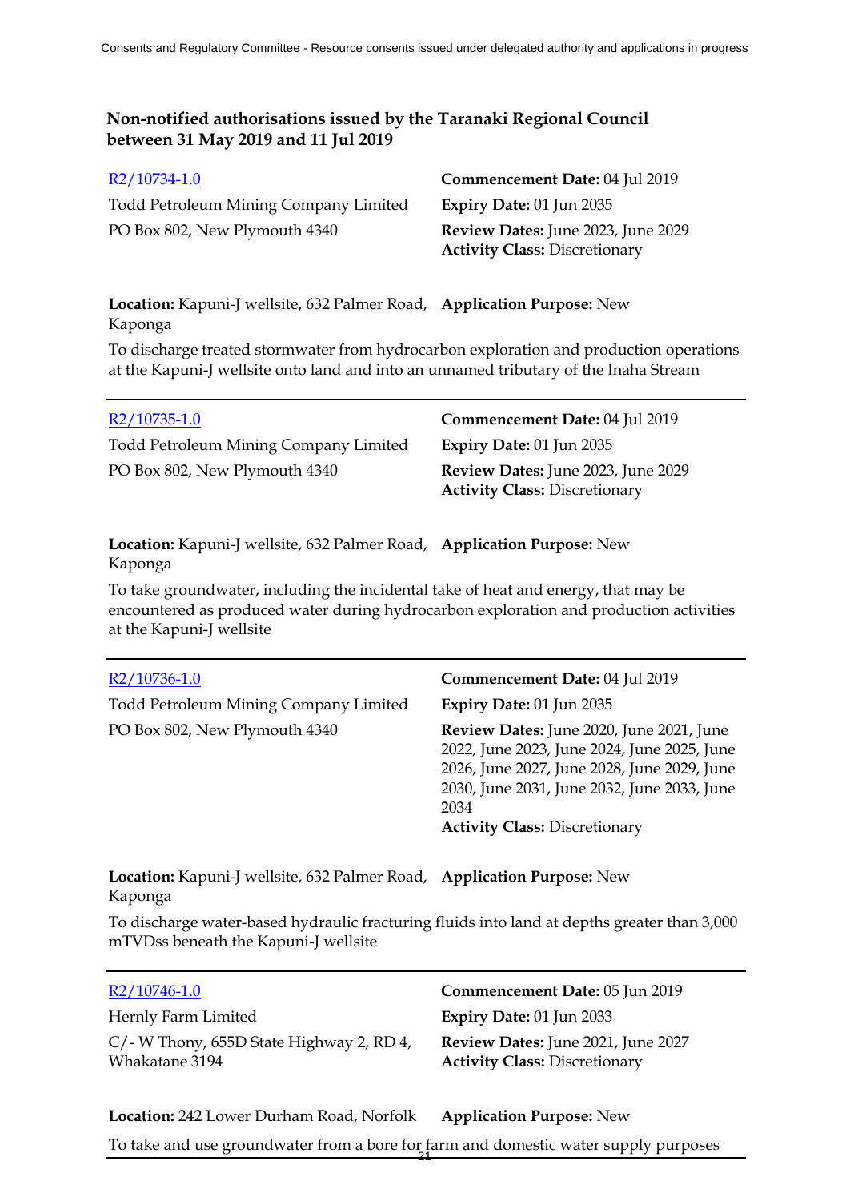## Non-notified authorisations issued by the Taranaki Regional Council between 31 May 2019 and 11 Jul 2019

R2/10734-1.0
Todd Petroleum Mining Company Limited
PO Box 802, New Plymouth 4340

**Commencement Date:** 04 Jul 2019
**Expiry Date:** 01 Jun 2035
**Review Dates:** June 2023, June 2029
**Activity Class:** Discretionary

**Location:** Kapuni-J wellsite, 632 Palmer Road, Kaponga
**Application Purpose:** New

To discharge treated stormwater from hydrocarbon exploration and production operations at the Kapuni-J wellsite onto land and into an unnamed tributary of the Inaha Stream

---

R2/10735-1.0
Todd Petroleum Mining Company Limited
PO Box 802, New Plymouth 4340

**Commencement Date:** 04 Jul 2019
**Expiry Date:** 01 Jun 2035
**Review Dates:** June 2023, June 2029
**Activity Class:** Discretionary

**Location:** Kapuni-J wellsite, 632 Palmer Road, Kaponga
**Application Purpose:** New

To take groundwater, including the incidental take of heat and energy, that may be encountered as produced water during hydrocarbon exploration and production activities at the Kapuni-J wellsite

---

R2/10736-1.0
Todd Petroleum Mining Company Limited
PO Box 802, New Plymouth 4340

**Commencement Date:** 04 Jul 2019
**Expiry Date:** 01 Jun 2035
**Review Dates:** June 2020, June 2021, June 2022, June 2023, June 2024, June 2025, June 2026, June 2027, June 2028, June 2029, June 2030, June 2031, June 2032, June 2033, June 2034
**Activity Class:** Discretionary

**Location:** Kapuni-J wellsite, 632 Palmer Road, Kaponga
**Application Purpose:** New

To discharge water-based hydraulic fracturing fluids into land at depths greater than 3,000 mTVDss beneath the Kapuni-J wellsite

---

R2/10746-1.0
Hernly Farm Limited
C/- W Thony, 655D State Highway 2, RD 4, Whakatane 3194

**Commencement Date:** 05 Jun 2019
**Expiry Date:** 01 Jun 2033
**Review Dates:** June 2021, June 2027
**Activity Class:** Discretionary

**Location:** 242 Lower Durham Road, Norfolk
**Application Purpose:** New

To take and use groundwater from a bore for farm and domestic water supply purposes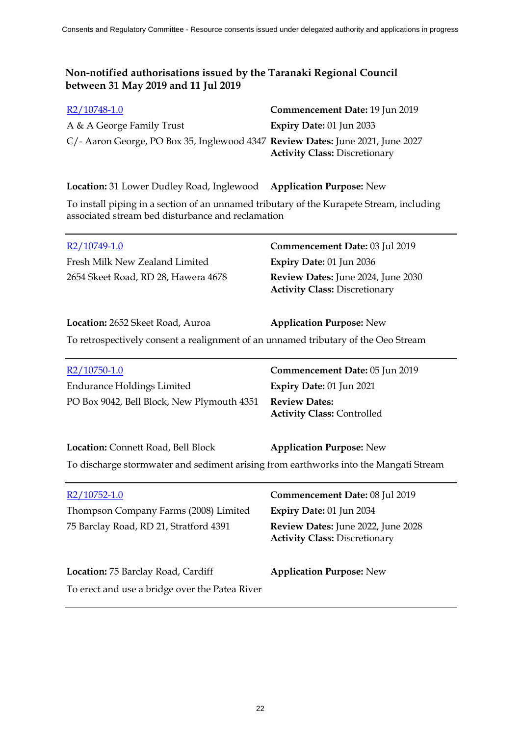## Non-notified authorisations issued by the Taranaki Regional Council between 31 May 2019 and 11 Jul 2019

R2/10748-1.0
A & A George Family Trust
C/- Aaron George, PO Box 35, Inglewood 4347

**Commencement Date:** 19 Jun 2019
**Expiry Date:** 01 Jun 2033
**Review Dates:** June 2021, June 2027
**Activity Class:** Discretionary

**Location:** 31 Lower Dudley Road, Inglewood
**Application Purpose:** New

To install piping in a section of an unnamed tributary of the Kurapete Stream, including associated stream bed disturbance and reclamation

---

R2/10749-1.0
Fresh Milk New Zealand Limited
2654 Skeet Road, RD 28, Hawera 4678

**Commencement Date:** 03 Jul 2019
**Expiry Date:** 01 Jun 2036
**Review Dates:** June 2024, June 2030
**Activity Class:** Discretionary

**Location:** 2652 Skeet Road, Auroa
**Application Purpose:** New

To retrospectively consent a realignment of an unnamed tributary of the Oeo Stream

---

R2/10750-1.0
Endurance Holdings Limited
PO Box 9042, Bell Block, New Plymouth 4351

**Commencement Date:** 05 Jun 2019
**Expiry Date:** 01 Jun 2021
**Review Dates:**
**Activity Class:** Controlled

**Location:** Connett Road, Bell Block
**Application Purpose:** New

To discharge stormwater and sediment arising from earthworks into the Mangati Stream

---

R2/10752-1.0
Thompson Company Farms (2008) Limited
75 Barclay Road, RD 21, Stratford 4391

**Commencement Date:** 08 Jul 2019
**Expiry Date:** 01 Jun 2034
**Review Dates:** June 2022, June 2028
**Activity Class:** Discretionary

**Location:** 75 Barclay Road, Cardiff
**Application Purpose:** New

To erect and use a bridge over the Patea River

---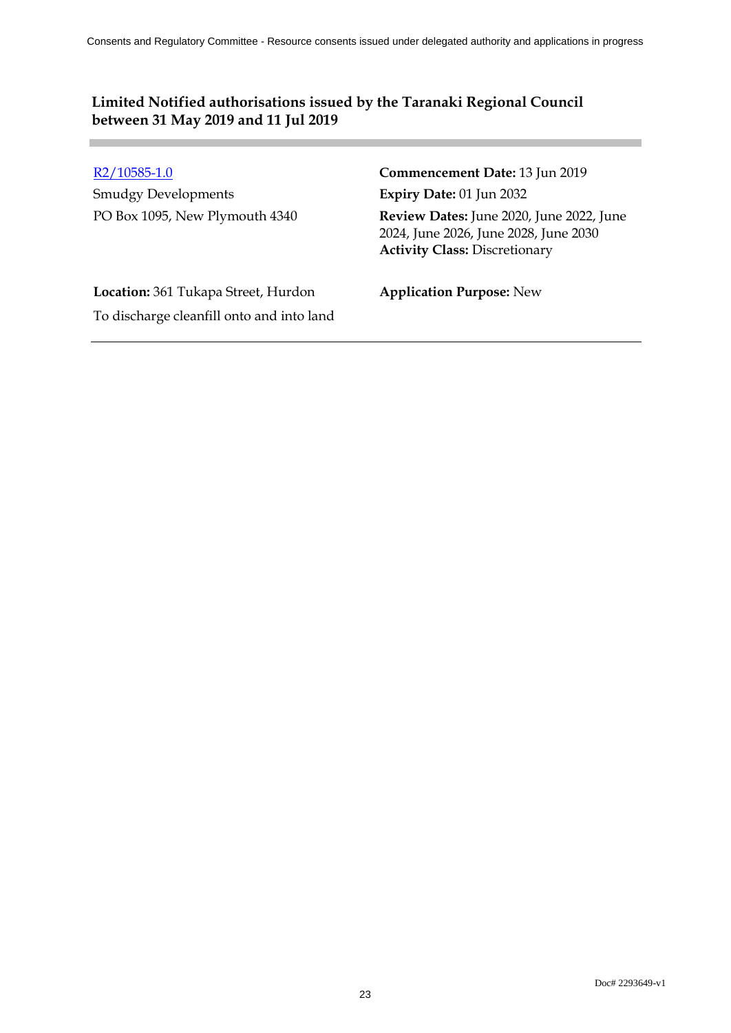## Limited Notified authorisations issued by the Taranaki Regional Council between 31 May 2019 and 11 Jul 2019

R2/10585-1.0

Smudgy Developments

PO Box 1095, New Plymouth 4340

**Commencement Date:** 13 Jun 2019

**Expiry Date:** 01 Jun 2032

**Review Dates:** June 2020, June 2022, June 2024, June 2026, June 2028, June 2030

**Activity Class:** Discretionary

**Location:** 361 Tukapa Street, Hurdon

**Application Purpose:** New

To discharge cleanfill onto and into land

---

Doc# 2293649-v1